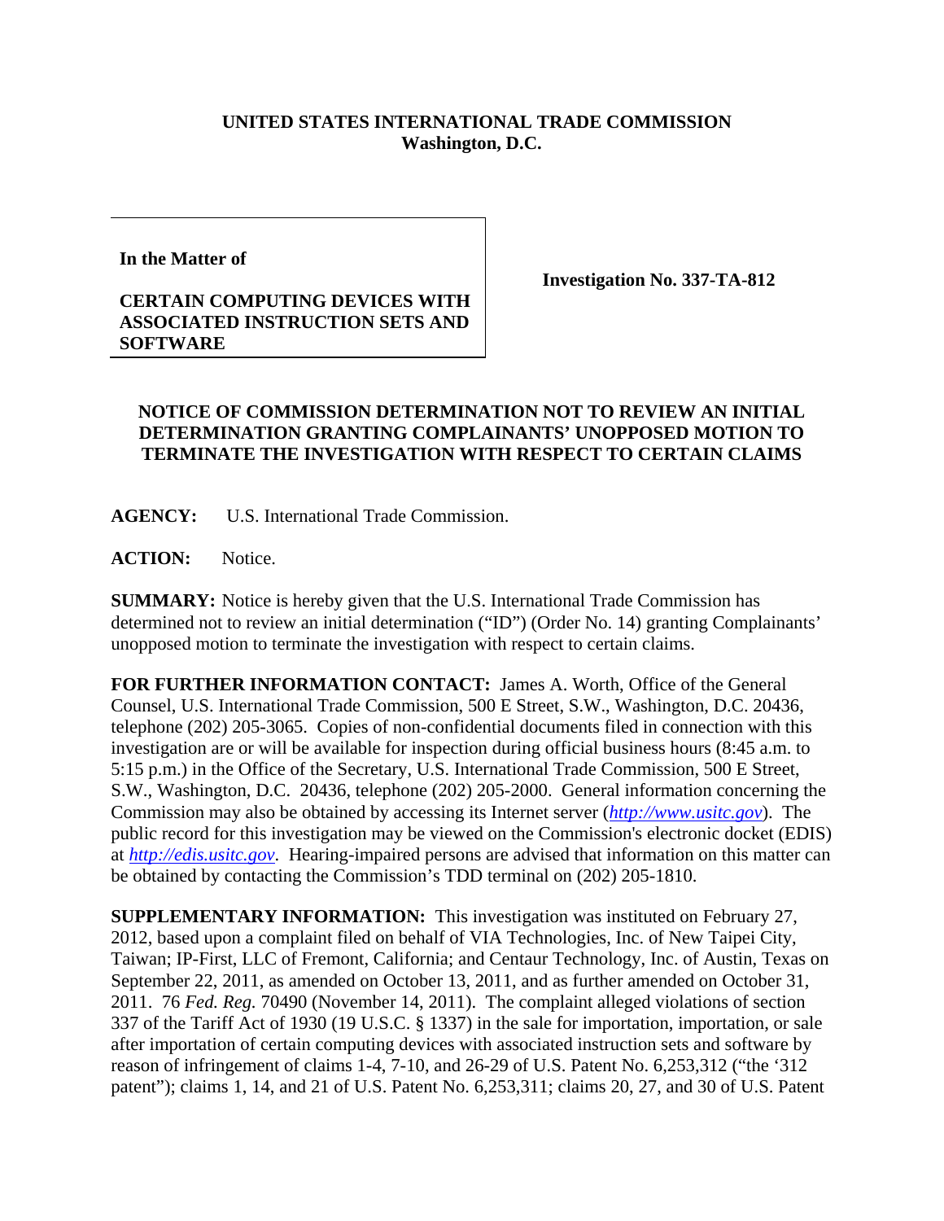**UNITED STATES INTERNATIONAL TRADE COMMISSION**
**Washington, D.C.**

**In the Matter of**

**CERTAIN COMPUTING DEVICES WITH ASSOCIATED INSTRUCTION SETS AND SOFTWARE**

**Investigation No. 337-TA-812**

**NOTICE OF COMMISSION DETERMINATION NOT TO REVIEW AN INITIAL DETERMINATION GRANTING COMPLAINANTS' UNOPPOSED MOTION TO TERMINATE THE INVESTIGATION WITH RESPECT TO CERTAIN CLAIMS**

**AGENCY:** U.S. International Trade Commission.

**ACTION:** Notice.

**SUMMARY:** Notice is hereby given that the U.S. International Trade Commission has determined not to review an initial determination ("ID") (Order No. 14) granting Complainants' unopposed motion to terminate the investigation with respect to certain claims.

**FOR FURTHER INFORMATION CONTACT:** James A. Worth, Office of the General Counsel, U.S. International Trade Commission, 500 E Street, S.W., Washington, D.C. 20436, telephone (202) 205-3065. Copies of non-confidential documents filed in connection with this investigation are or will be available for inspection during official business hours (8:45 a.m. to 5:15 p.m.) in the Office of the Secretary, U.S. International Trade Commission, 500 E Street, S.W., Washington, D.C. 20436, telephone (202) 205-2000. General information concerning the Commission may also be obtained by accessing its Internet server (*http://www.usitc.gov*). The public record for this investigation may be viewed on the Commission's electronic docket (EDIS) at *http://edis.usitc.gov*. Hearing-impaired persons are advised that information on this matter can be obtained by contacting the Commission's TDD terminal on (202) 205-1810.

**SUPPLEMENTARY INFORMATION:** This investigation was instituted on February 27, 2012, based upon a complaint filed on behalf of VIA Technologies, Inc. of New Taipei City, Taiwan; IP-First, LLC of Fremont, California; and Centaur Technology, Inc. of Austin, Texas on September 22, 2011, as amended on October 13, 2011, and as further amended on October 31, 2011. 76 *Fed. Reg.* 70490 (November 14, 2011). The complaint alleged violations of section 337 of the Tariff Act of 1930 (19 U.S.C. § 1337) in the sale for importation, importation, or sale after importation of certain computing devices with associated instruction sets and software by reason of infringement of claims 1-4, 7-10, and 26-29 of U.S. Patent No. 6,253,312 ("the '312 patent"); claims 1, 14, and 21 of U.S. Patent No. 6,253,311; claims 20, 27, and 30 of U.S. Patent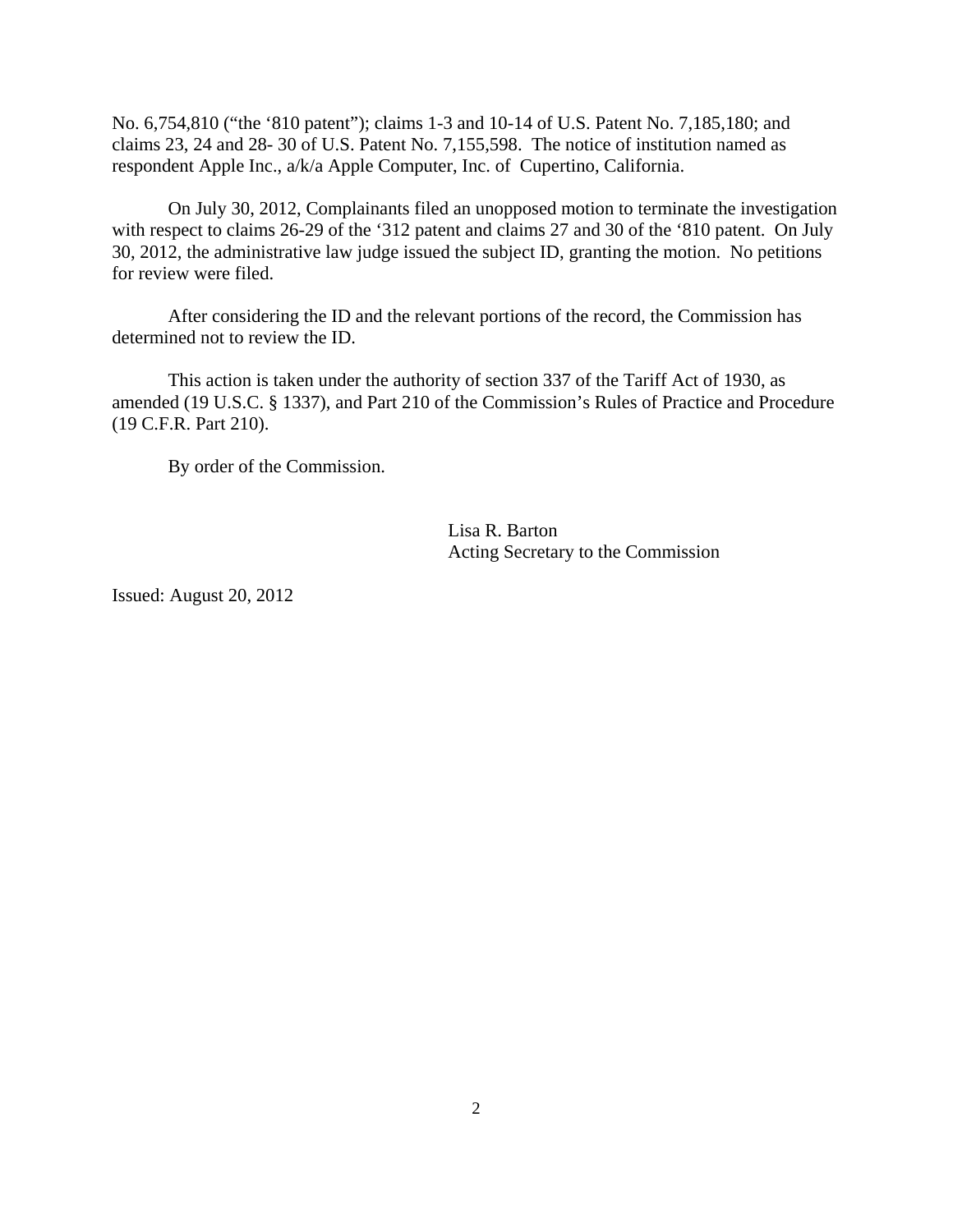No. 6,754,810 ("the '810 patent"); claims 1-3 and 10-14 of U.S. Patent No. 7,185,180; and claims 23, 24 and 28- 30 of U.S. Patent No. 7,155,598. The notice of institution named as respondent Apple Inc., a/k/a Apple Computer, Inc. of Cupertino, California.

On July 30, 2012, Complainants filed an unopposed motion to terminate the investigation with respect to claims 26-29 of the '312 patent and claims 27 and 30 of the '810 patent. On July 30, 2012, the administrative law judge issued the subject ID, granting the motion. No petitions for review were filed.

After considering the ID and the relevant portions of the record, the Commission has determined not to review the ID.

This action is taken under the authority of section 337 of the Tariff Act of 1930, as amended (19 U.S.C. § 1337), and Part 210 of the Commission's Rules of Practice and Procedure (19 C.F.R. Part 210).

By order of the Commission.

Lisa R. Barton
Acting Secretary to the Commission

Issued: August 20, 2012